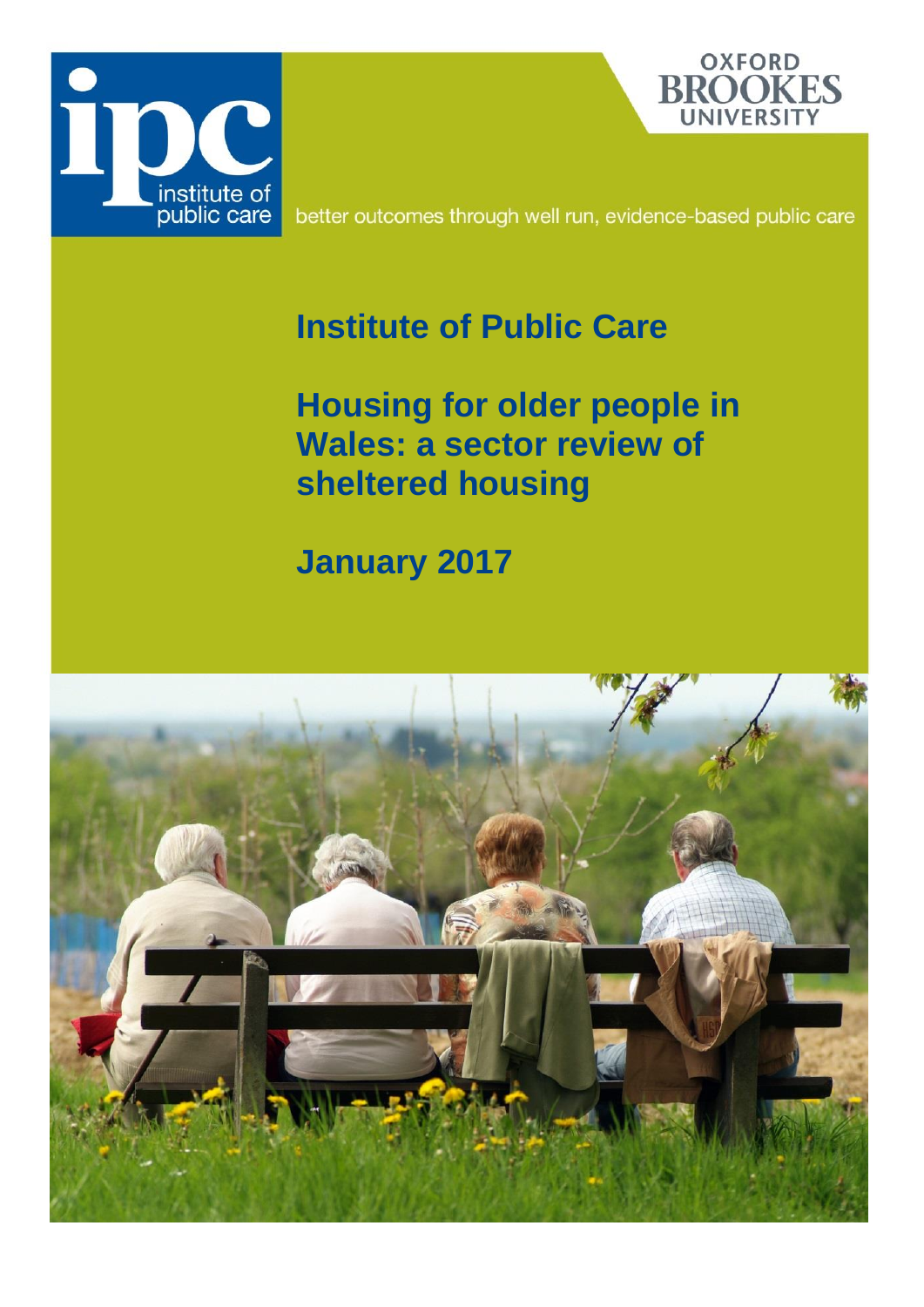ipc institute of public care

OXFORD BROOKES UNIVERSITY

better outcomes through well run, evidence-based public care

# Institute of Public Care

# Housing for older people in Wales: a sector review of sheltered housing

## January 2017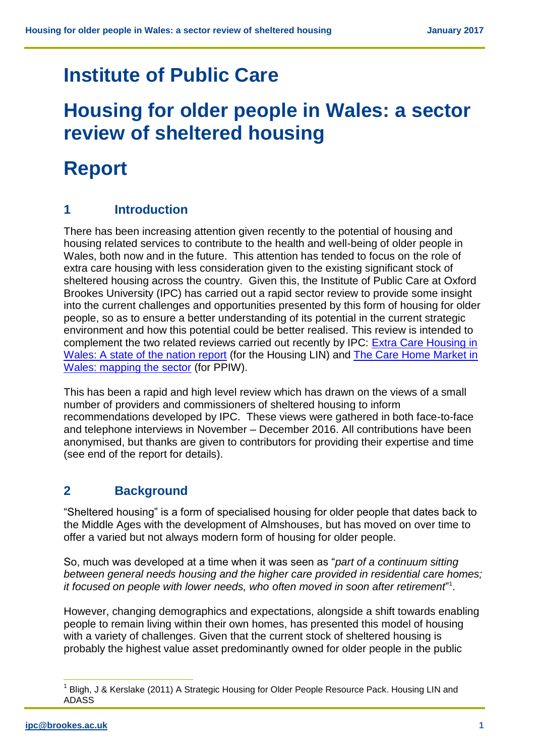# Institute of Public Care

# Housing for older people in Wales: a sector review of sheltered housing

# Report

## 1 Introduction

There has been increasing attention given recently to the potential of housing and housing related services to contribute to the health and well-being of older people in Wales, both now and in the future. This attention has tended to focus on the role of extra care housing with less consideration given to the existing significant stock of sheltered housing across the country. Given this, the Institute of Public Care at Oxford Brookes University (IPC) has carried out a rapid sector review to provide some insight into the current challenges and opportunities presented by this form of housing for older people, so as to ensure a better understanding of its potential in the current strategic environment and how this potential could be better realised. This review is intended to complement the two related reviews carried out recently by IPC: Extra Care Housing in Wales: A state of the nation report (for the Housing LIN) and The Care Home Market in Wales: mapping the sector (for PPIW).

This has been a rapid and high level review which has drawn on the views of a small number of providers and commissioners of sheltered housing to inform recommendations developed by IPC. These views were gathered in both face-to-face and telephone interviews in November – December 2016. All contributions have been anonymised, but thanks are given to contributors for providing their expertise and time (see end of the report for details).

## 2 Background

"Sheltered housing" is a form of specialised housing for older people that dates back to the Middle Ages with the development of Almshouses, but has moved on over time to offer a varied but not always modern form of housing for older people.

So, much was developed at a time when it was seen as "*part of a continuum sitting between general needs housing and the higher care provided in residential care homes; it focused on people with lower needs, who often moved in soon after retirement*"[1].

However, changing demographics and expectations, alongside a shift towards enabling people to remain living within their own homes, has presented this model of housing with a variety of challenges. Given that the current stock of sheltered housing is probably the highest value asset predominantly owned for older people in the public

[1] Bligh, J & Kerslake (2011) A Strategic Housing for Older People Resource Pack. Housing LIN and ADASS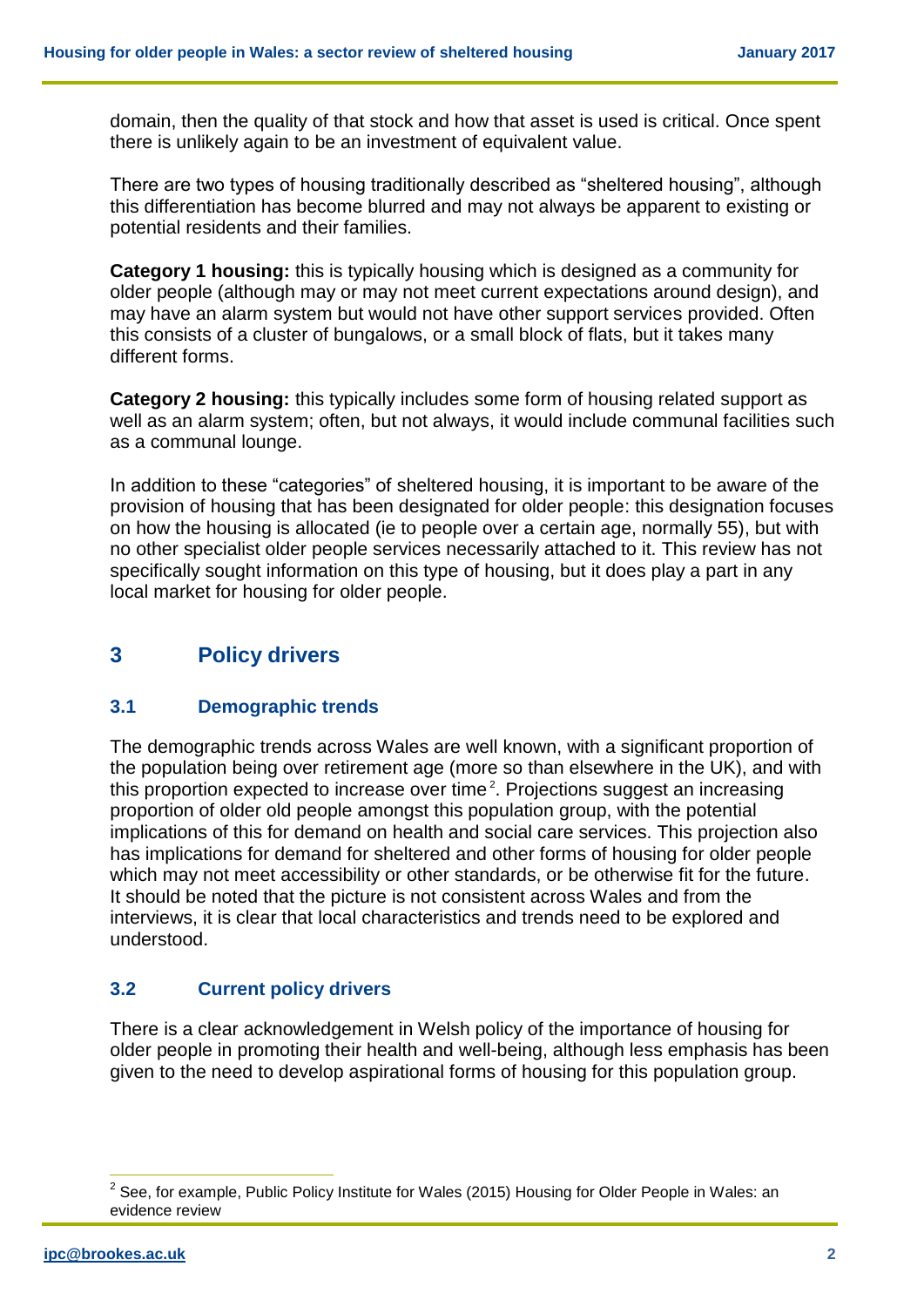domain, then the quality of that stock and how that asset is used is critical. Once spent there is unlikely again to be an investment of equivalent value.

There are two types of housing traditionally described as "sheltered housing", although this differentiation has become blurred and may not always be apparent to existing or potential residents and their families.

**Category 1 housing:** this is typically housing which is designed as a community for older people (although may or may not meet current expectations around design), and may have an alarm system but would not have other support services provided. Often this consists of a cluster of bungalows, or a small block of flats, but it takes many different forms.

**Category 2 housing:** this typically includes some form of housing related support as well as an alarm system; often, but not always, it would include communal facilities such as a communal lounge.

In addition to these "categories" of sheltered housing, it is important to be aware of the provision of housing that has been designated for older people: this designation focuses on how the housing is allocated (ie to people over a certain age, normally 55), but with no other specialist older people services necessarily attached to it. This review has not specifically sought information on this type of housing, but it does play a part in any local market for housing for older people.

## 3 Policy drivers

### 3.1 Demographic trends

The demographic trends across Wales are well known, with a significant proportion of the population being over retirement age (more so than elsewhere in the UK), and with this proportion expected to increase over time[2]. Projections suggest an increasing proportion of older old people amongst this population group, with the potential implications of this for demand on health and social care services. This projection also has implications for demand for sheltered and other forms of housing for older people which may not meet accessibility or other standards, or be otherwise fit for the future. It should be noted that the picture is not consistent across Wales and from the interviews, it is clear that local characteristics and trends need to be explored and understood.

### 3.2 Current policy drivers

There is a clear acknowledgement in Welsh policy of the importance of housing for older people in promoting their health and well-being, although less emphasis has been given to the need to develop aspirational forms of housing for this population group.

[2] See, for example, Public Policy Institute for Wales (2015) Housing for Older People in Wales: an evidence review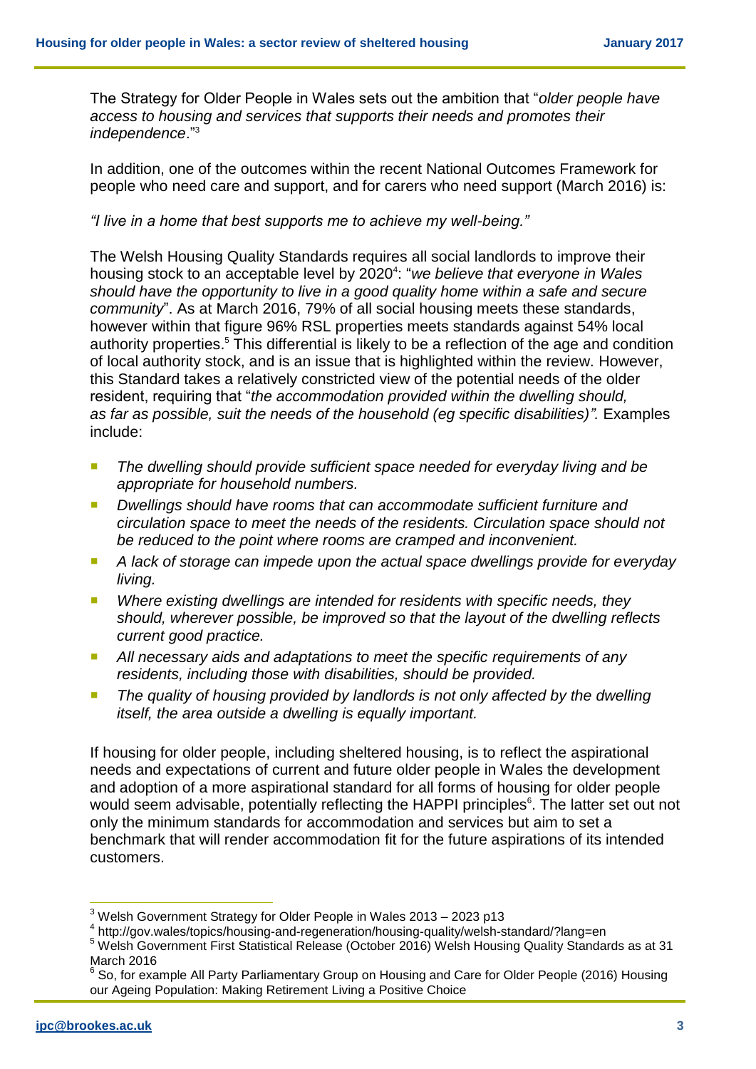The Strategy for Older People in Wales sets out the ambition that "*older people have access to housing and services that supports their needs and promotes their independence*."[3]

In addition, one of the outcomes within the recent National Outcomes Framework for people who need care and support, and for carers who need support (March 2016) is:

*"I live in a home that best supports me to achieve my well-being."*

The Welsh Housing Quality Standards requires all social landlords to improve their housing stock to an acceptable level by 2020[4]: "*we believe that everyone in Wales should have the opportunity to live in a good quality home within a safe and secure community*". As at March 2016, 79% of all social housing meets these standards, however within that figure 96% RSL properties meets standards against 54% local authority properties.[5] This differential is likely to be a reflection of the age and condition of local authority stock, and is an issue that is highlighted within the review. However, this Standard takes a relatively constricted view of the potential needs of the older resident, requiring that "*the accommodation provided within the dwelling should, as far as possible, suit the needs of the household (eg specific disabilities)".* Examples include:

- *The dwelling should provide sufficient space needed for everyday living and be appropriate for household numbers.*
- *Dwellings should have rooms that can accommodate sufficient furniture and circulation space to meet the needs of the residents. Circulation space should not be reduced to the point where rooms are cramped and inconvenient.*
- *A lack of storage can impede upon the actual space dwellings provide for everyday living.*
- *Where existing dwellings are intended for residents with specific needs, they should, wherever possible, be improved so that the layout of the dwelling reflects current good practice.*
- *All necessary aids and adaptations to meet the specific requirements of any residents, including those with disabilities, should be provided.*
- *The quality of housing provided by landlords is not only affected by the dwelling itself, the area outside a dwelling is equally important.*

If housing for older people, including sheltered housing, is to reflect the aspirational needs and expectations of current and future older people in Wales the development and adoption of a more aspirational standard for all forms of housing for older people would seem advisable, potentially reflecting the HAPPI principles[6]. The latter set out not only the minimum standards for accommodation and services but aim to set a benchmark that will render accommodation fit for the future aspirations of its intended customers.

---

[3] Welsh Government Strategy for Older People in Wales 2013 – 2023 p13

[4] http://gov.wales/topics/housing-and-regeneration/housing-quality/welsh-standard/?lang=en

[5] Welsh Government First Statistical Release (October 2016) Welsh Housing Quality Standards as at 31 March 2016

[6] So, for example All Party Parliamentary Group on Housing and Care for Older People (2016) Housing our Ageing Population: Making Retirement Living a Positive Choice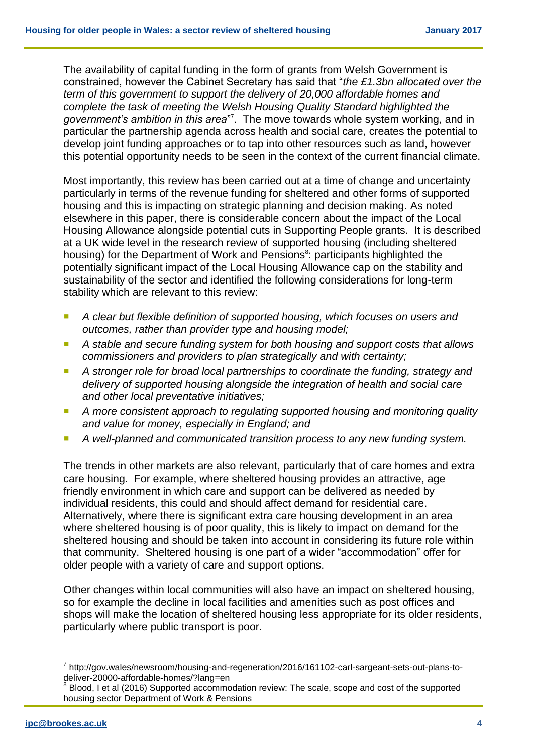The availability of capital funding in the form of grants from Welsh Government is constrained, however the Cabinet Secretary has said that "*the £1.3bn allocated over the term of this government to support the delivery of 20,000 affordable homes and complete the task of meeting the Welsh Housing Quality Standard highlighted the government's ambition in this area*"[7]. The move towards whole system working, and in particular the partnership agenda across health and social care, creates the potential to develop joint funding approaches or to tap into other resources such as land, however this potential opportunity needs to be seen in the context of the current financial climate.

Most importantly, this review has been carried out at a time of change and uncertainty particularly in terms of the revenue funding for sheltered and other forms of supported housing and this is impacting on strategic planning and decision making. As noted elsewhere in this paper, there is considerable concern about the impact of the Local Housing Allowance alongside potential cuts in Supporting People grants. It is described at a UK wide level in the research review of supported housing (including sheltered housing) for the Department of Work and Pensions[8]: participants highlighted the potentially significant impact of the Local Housing Allowance cap on the stability and sustainability of the sector and identified the following considerations for long-term stability which are relevant to this review:

- *A clear but flexible definition of supported housing, which focuses on users and outcomes, rather than provider type and housing model;*
- *A stable and secure funding system for both housing and support costs that allows commissioners and providers to plan strategically and with certainty;*
- *A stronger role for broad local partnerships to coordinate the funding, strategy and delivery of supported housing alongside the integration of health and social care and other local preventative initiatives;*
- *A more consistent approach to regulating supported housing and monitoring quality and value for money, especially in England; and*
- *A well-planned and communicated transition process to any new funding system.*

The trends in other markets are also relevant, particularly that of care homes and extra care housing. For example, where sheltered housing provides an attractive, age friendly environment in which care and support can be delivered as needed by individual residents, this could and should affect demand for residential care. Alternatively, where there is significant extra care housing development in an area where sheltered housing is of poor quality, this is likely to impact on demand for the sheltered housing and should be taken into account in considering its future role within that community. Sheltered housing is one part of a wider "accommodation" offer for older people with a variety of care and support options.

Other changes within local communities will also have an impact on sheltered housing, so for example the decline in local facilities and amenities such as post offices and shops will make the location of sheltered housing less appropriate for its older residents, particularly where public transport is poor.

---

[7] http://gov.wales/newsroom/housing-and-regeneration/2016/161102-carl-sargeant-sets-out-plans-to-deliver-20000-affordable-homes/?lang=en

[8] Blood, I et al (2016) Supported accommodation review: The scale, scope and cost of the supported housing sector Department of Work & Pensions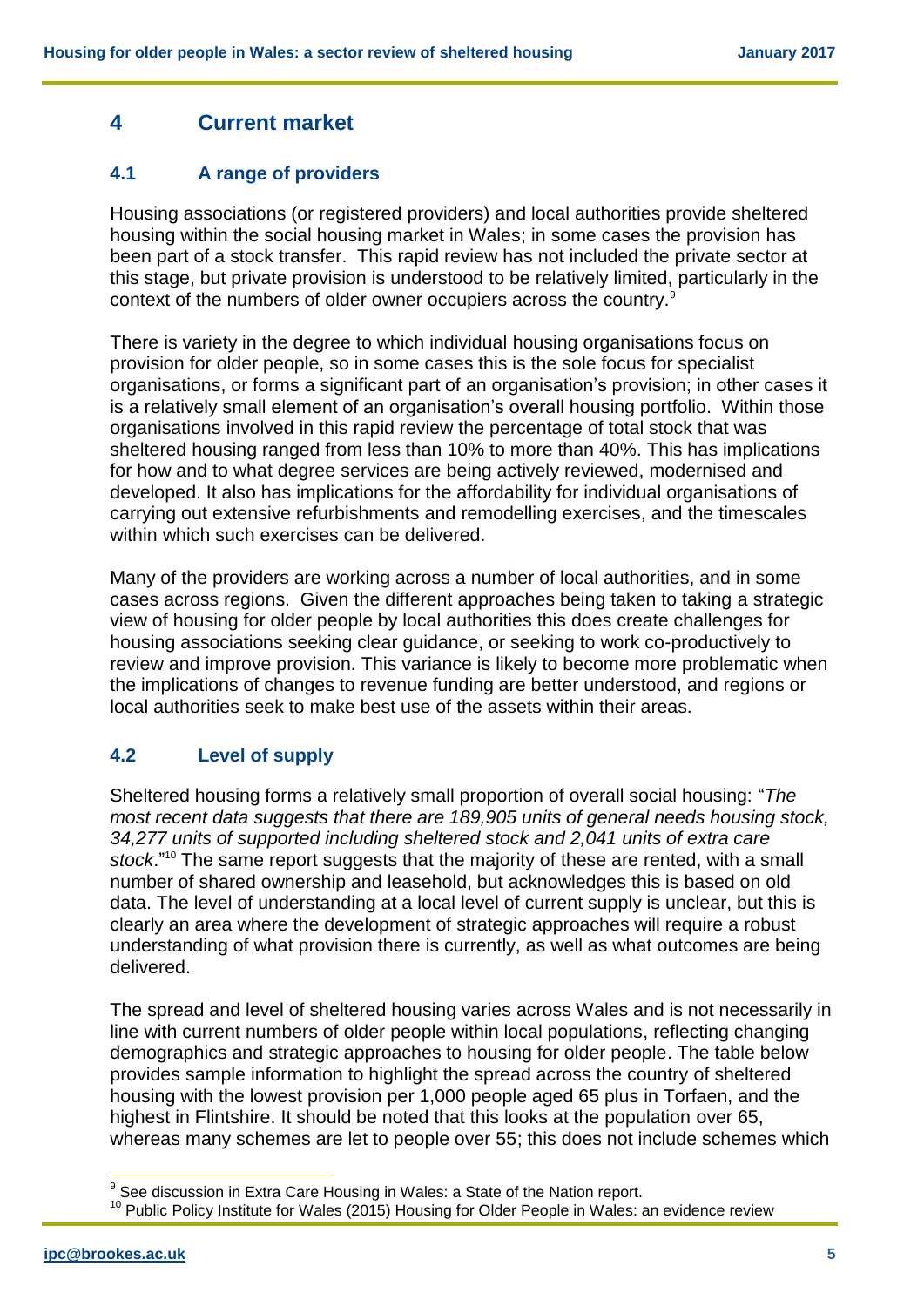## 4 Current market

### 4.1 A range of providers

Housing associations (or registered providers) and local authorities provide sheltered housing within the social housing market in Wales; in some cases the provision has been part of a stock transfer. This rapid review has not included the private sector at this stage, but private provision is understood to be relatively limited, particularly in the context of the numbers of older owner occupiers across the country.[9]

There is variety in the degree to which individual housing organisations focus on provision for older people, so in some cases this is the sole focus for specialist organisations, or forms a significant part of an organisation's provision; in other cases it is a relatively small element of an organisation's overall housing portfolio. Within those organisations involved in this rapid review the percentage of total stock that was sheltered housing ranged from less than 10% to more than 40%. This has implications for how and to what degree services are being actively reviewed, modernised and developed. It also has implications for the affordability for individual organisations of carrying out extensive refurbishments and remodelling exercises, and the timescales within which such exercises can be delivered.

Many of the providers are working across a number of local authorities, and in some cases across regions. Given the different approaches being taken to taking a strategic view of housing for older people by local authorities this does create challenges for housing associations seeking clear guidance, or seeking to work co-productively to review and improve provision. This variance is likely to become more problematic when the implications of changes to revenue funding are better understood, and regions or local authorities seek to make best use of the assets within their areas.

### 4.2 Level of supply

Sheltered housing forms a relatively small proportion of overall social housing: "*The most recent data suggests that there are 189,905 units of general needs housing stock, 34,277 units of supported including sheltered stock and 2,041 units of extra care stock*."[10] The same report suggests that the majority of these are rented, with a small number of shared ownership and leasehold, but acknowledges this is based on old data. The level of understanding at a local level of current supply is unclear, but this is clearly an area where the development of strategic approaches will require a robust understanding of what provision there is currently, as well as what outcomes are being delivered.

The spread and level of sheltered housing varies across Wales and is not necessarily in line with current numbers of older people within local populations, reflecting changing demographics and strategic approaches to housing for older people. The table below provides sample information to highlight the spread across the country of sheltered housing with the lowest provision per 1,000 people aged 65 plus in Torfaen, and the highest in Flintshire. It should be noted that this looks at the population over 65, whereas many schemes are let to people over 55; this does not include schemes which

[9] See discussion in Extra Care Housing in Wales: a State of the Nation report.

[10] Public Policy Institute for Wales (2015) Housing for Older People in Wales: an evidence review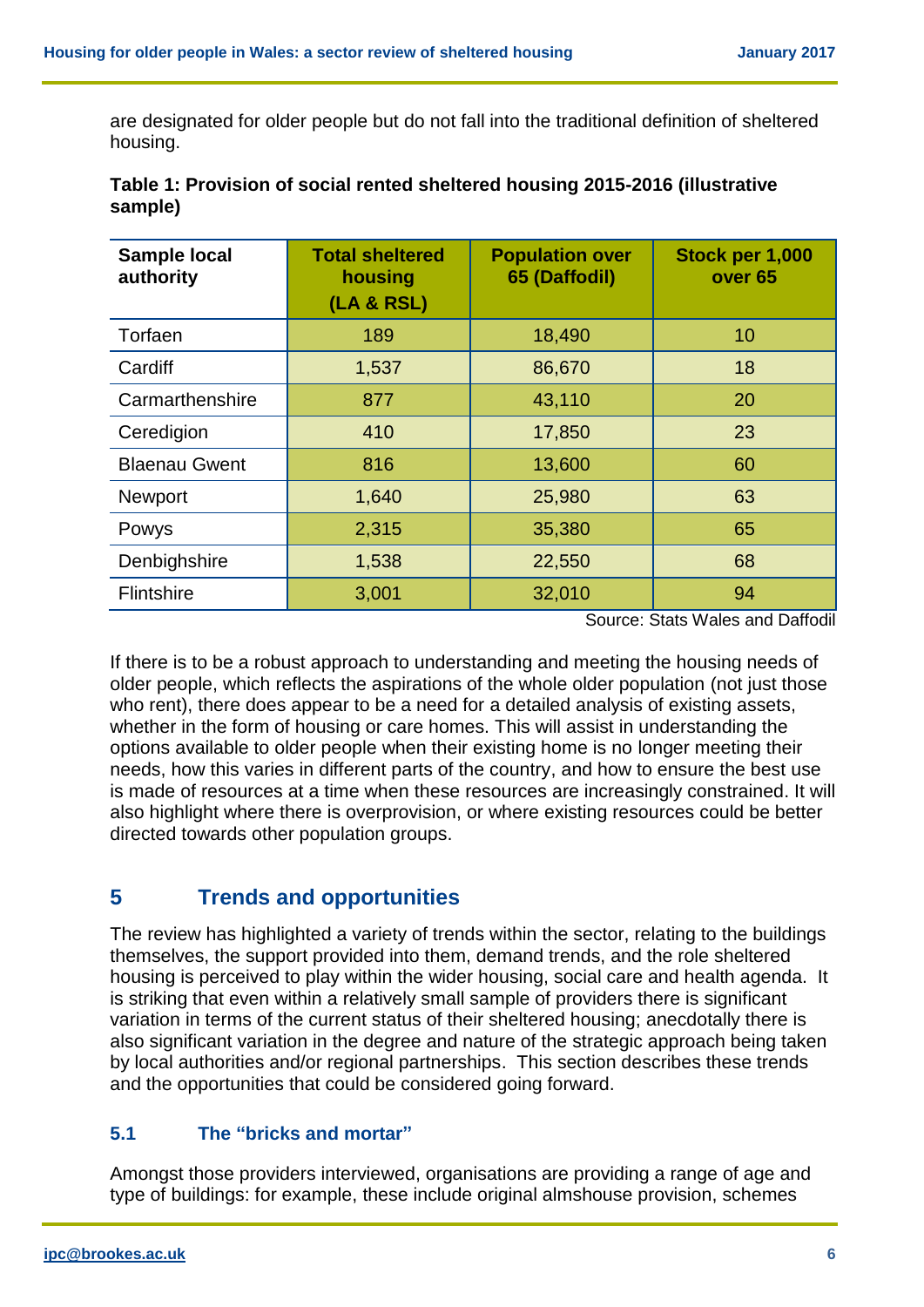are designated for older people but do not fall into the traditional definition of sheltered housing.

**Table 1: Provision of social rented sheltered housing 2015-2016 (illustrative sample)**

| Sample local authority | Total sheltered housing (LA & RSL) | Population over 65 (Daffodil) | Stock per 1,000 over 65 |
|---|---|---|---|
| Torfaen | 189 | 18,490 | 10 |
| Cardiff | 1,537 | 86,670 | 18 |
| Carmarthenshire | 877 | 43,110 | 20 |
| Ceredigion | 410 | 17,850 | 23 |
| Blaenau Gwent | 816 | 13,600 | 60 |
| Newport | 1,640 | 25,980 | 63 |
| Powys | 2,315 | 35,380 | 65 |
| Denbighshire | 1,538 | 22,550 | 68 |
| Flintshire | 3,001 | 32,010 | 94 |

Source: Stats Wales and Daffodil

If there is to be a robust approach to understanding and meeting the housing needs of older people, which reflects the aspirations of the whole older population (not just those who rent), there does appear to be a need for a detailed analysis of existing assets, whether in the form of housing or care homes. This will assist in understanding the options available to older people when their existing home is no longer meeting their needs, how this varies in different parts of the country, and how to ensure the best use is made of resources at a time when these resources are increasingly constrained. It will also highlight where there is overprovision, or where existing resources could be better directed towards other population groups.

## 5 Trends and opportunities

The review has highlighted a variety of trends within the sector, relating to the buildings themselves, the support provided into them, demand trends, and the role sheltered housing is perceived to play within the wider housing, social care and health agenda. It is striking that even within a relatively small sample of providers there is significant variation in terms of the current status of their sheltered housing; anecdotally there is also significant variation in the degree and nature of the strategic approach being taken by local authorities and/or regional partnerships. This section describes these trends and the opportunities that could be considered going forward.

### 5.1 The "bricks and mortar"

Amongst those providers interviewed, organisations are providing a range of age and type of buildings: for example, these include original almshouse provision, schemes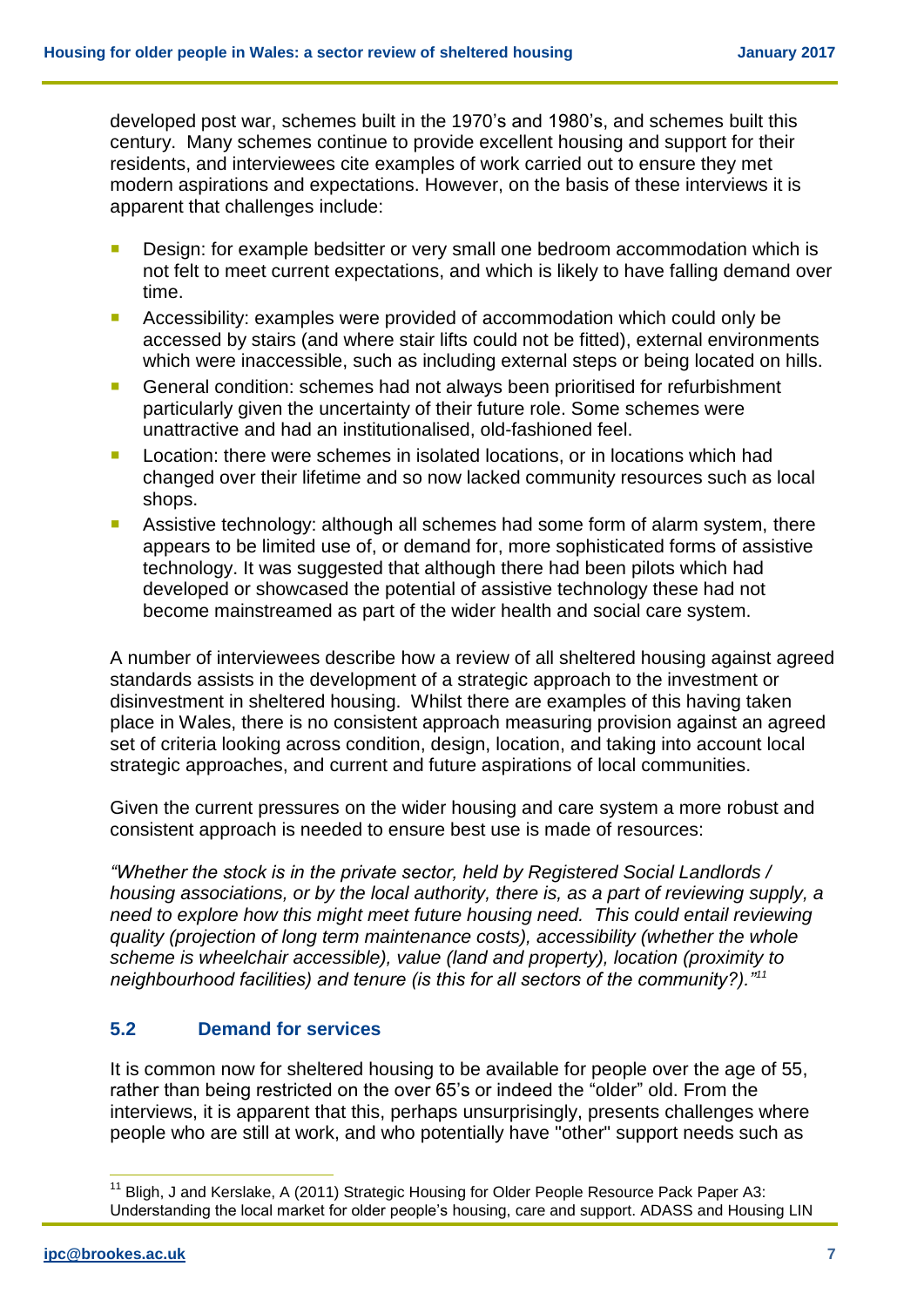developed post war, schemes built in the 1970's and 1980's, and schemes built this century. Many schemes continue to provide excellent housing and support for their residents, and interviewees cite examples of work carried out to ensure they met modern aspirations and expectations. However, on the basis of these interviews it is apparent that challenges include:

- Design: for example bedsitter or very small one bedroom accommodation which is not felt to meet current expectations, and which is likely to have falling demand over time.
- Accessibility: examples were provided of accommodation which could only be accessed by stairs (and where stair lifts could not be fitted), external environments which were inaccessible, such as including external steps or being located on hills.
- General condition: schemes had not always been prioritised for refurbishment particularly given the uncertainty of their future role. Some schemes were unattractive and had an institutionalised, old-fashioned feel.
- Location: there were schemes in isolated locations, or in locations which had changed over their lifetime and so now lacked community resources such as local shops.
- Assistive technology: although all schemes had some form of alarm system, there appears to be limited use of, or demand for, more sophisticated forms of assistive technology. It was suggested that although there had been pilots which had developed or showcased the potential of assistive technology these had not become mainstreamed as part of the wider health and social care system.

A number of interviewees describe how a review of all sheltered housing against agreed standards assists in the development of a strategic approach to the investment or disinvestment in sheltered housing. Whilst there are examples of this having taken place in Wales, there is no consistent approach measuring provision against an agreed set of criteria looking across condition, design, location, and taking into account local strategic approaches, and current and future aspirations of local communities.

Given the current pressures on the wider housing and care system a more robust and consistent approach is needed to ensure best use is made of resources:

*"Whether the stock is in the private sector, held by Registered Social Landlords / housing associations, or by the local authority, there is, as a part of reviewing supply, a need to explore how this might meet future housing need. This could entail reviewing quality (projection of long term maintenance costs), accessibility (whether the whole scheme is wheelchair accessible), value (land and property), location (proximity to neighbourhood facilities) and tenure (is this for all sectors of the community?)."*[11]

## 5.2 Demand for services

It is common now for sheltered housing to be available for people over the age of 55, rather than being restricted on the over 65's or indeed the "older" old. From the interviews, it is apparent that this, perhaps unsurprisingly, presents challenges where people who are still at work, and who potentially have "other" support needs such as

---

[11] Bligh, J and Kerslake, A (2011) Strategic Housing for Older People Resource Pack Paper A3: Understanding the local market for older people's housing, care and support. ADASS and Housing LIN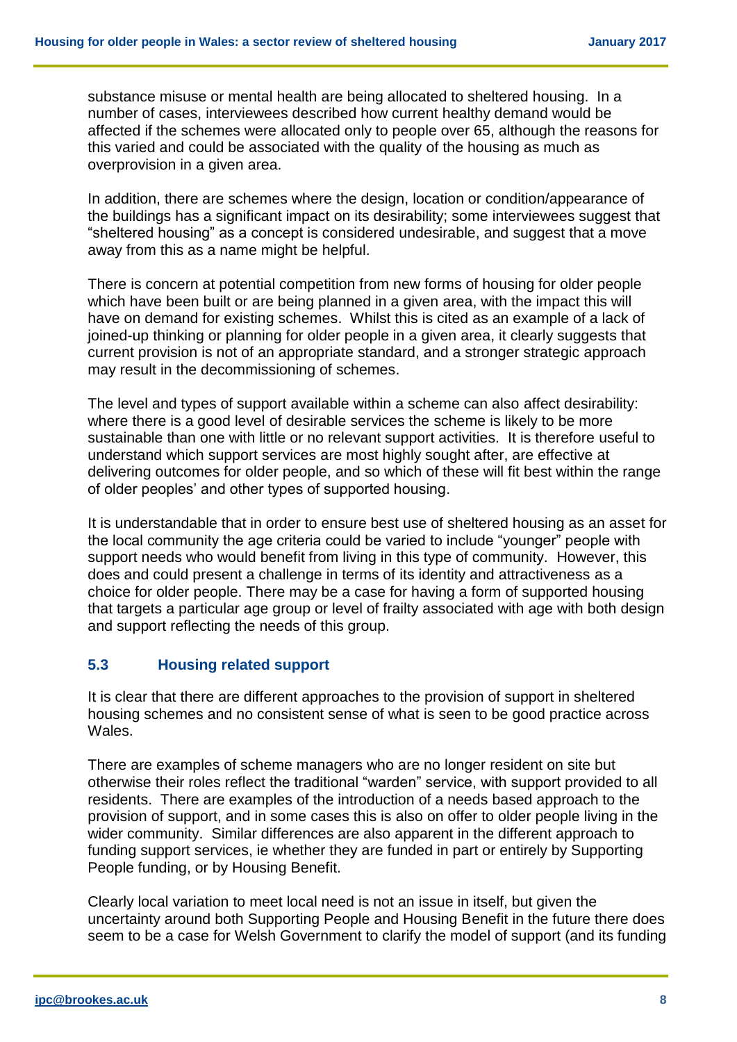substance misuse or mental health are being allocated to sheltered housing. In a number of cases, interviewees described how current healthy demand would be affected if the schemes were allocated only to people over 65, although the reasons for this varied and could be associated with the quality of the housing as much as overprovision in a given area.

In addition, there are schemes where the design, location or condition/appearance of the buildings has a significant impact on its desirability; some interviewees suggest that "sheltered housing" as a concept is considered undesirable, and suggest that a move away from this as a name might be helpful.

There is concern at potential competition from new forms of housing for older people which have been built or are being planned in a given area, with the impact this will have on demand for existing schemes. Whilst this is cited as an example of a lack of joined-up thinking or planning for older people in a given area, it clearly suggests that current provision is not of an appropriate standard, and a stronger strategic approach may result in the decommissioning of schemes.

The level and types of support available within a scheme can also affect desirability: where there is a good level of desirable services the scheme is likely to be more sustainable than one with little or no relevant support activities. It is therefore useful to understand which support services are most highly sought after, are effective at delivering outcomes for older people, and so which of these will fit best within the range of older peoples' and other types of supported housing.

It is understandable that in order to ensure best use of sheltered housing as an asset for the local community the age criteria could be varied to include "younger" people with support needs who would benefit from living in this type of community. However, this does and could present a challenge in terms of its identity and attractiveness as a choice for older people. There may be a case for having a form of supported housing that targets a particular age group or level of frailty associated with age with both design and support reflecting the needs of this group.

### 5.3 Housing related support

It is clear that there are different approaches to the provision of support in sheltered housing schemes and no consistent sense of what is seen to be good practice across Wales.

There are examples of scheme managers who are no longer resident on site but otherwise their roles reflect the traditional "warden" service, with support provided to all residents. There are examples of the introduction of a needs based approach to the provision of support, and in some cases this is also on offer to older people living in the wider community. Similar differences are also apparent in the different approach to funding support services, ie whether they are funded in part or entirely by Supporting People funding, or by Housing Benefit.

Clearly local variation to meet local need is not an issue in itself, but given the uncertainty around both Supporting People and Housing Benefit in the future there does seem to be a case for Welsh Government to clarify the model of support (and its funding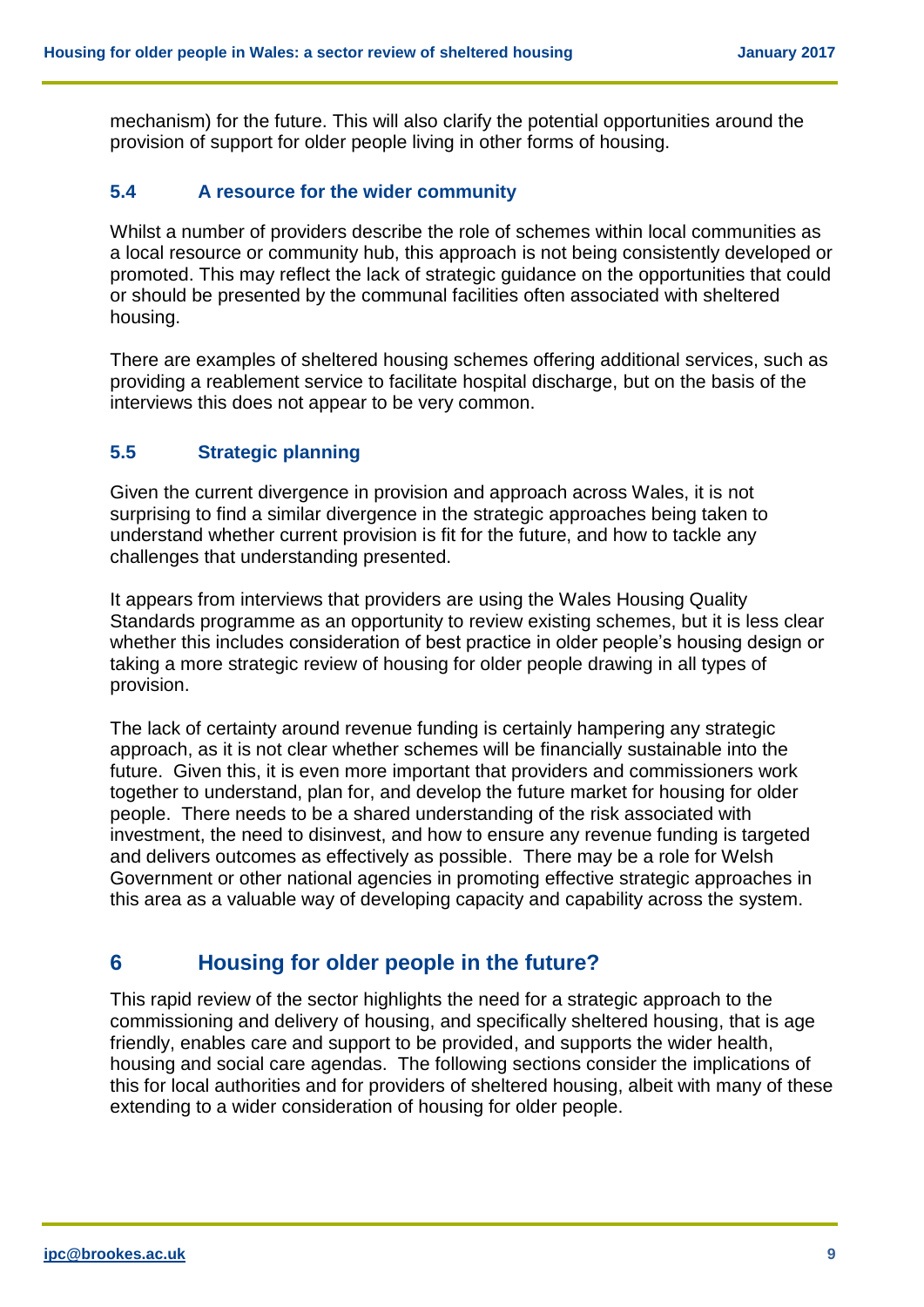mechanism) for the future. This will also clarify the potential opportunities around the provision of support for older people living in other forms of housing.

### 5.4 A resource for the wider community

Whilst a number of providers describe the role of schemes within local communities as a local resource or community hub, this approach is not being consistently developed or promoted. This may reflect the lack of strategic guidance on the opportunities that could or should be presented by the communal facilities often associated with sheltered housing.

There are examples of sheltered housing schemes offering additional services, such as providing a reablement service to facilitate hospital discharge, but on the basis of the interviews this does not appear to be very common.

### 5.5 Strategic planning

Given the current divergence in provision and approach across Wales, it is not surprising to find a similar divergence in the strategic approaches being taken to understand whether current provision is fit for the future, and how to tackle any challenges that understanding presented.

It appears from interviews that providers are using the Wales Housing Quality Standards programme as an opportunity to review existing schemes, but it is less clear whether this includes consideration of best practice in older people's housing design or taking a more strategic review of housing for older people drawing in all types of provision.

The lack of certainty around revenue funding is certainly hampering any strategic approach, as it is not clear whether schemes will be financially sustainable into the future. Given this, it is even more important that providers and commissioners work together to understand, plan for, and develop the future market for housing for older people. There needs to be a shared understanding of the risk associated with investment, the need to disinvest, and how to ensure any revenue funding is targeted and delivers outcomes as effectively as possible. There may be a role for Welsh Government or other national agencies in promoting effective strategic approaches in this area as a valuable way of developing capacity and capability across the system.

## 6 Housing for older people in the future?

This rapid review of the sector highlights the need for a strategic approach to the commissioning and delivery of housing, and specifically sheltered housing, that is age friendly, enables care and support to be provided, and supports the wider health, housing and social care agendas. The following sections consider the implications of this for local authorities and for providers of sheltered housing, albeit with many of these extending to a wider consideration of housing for older people.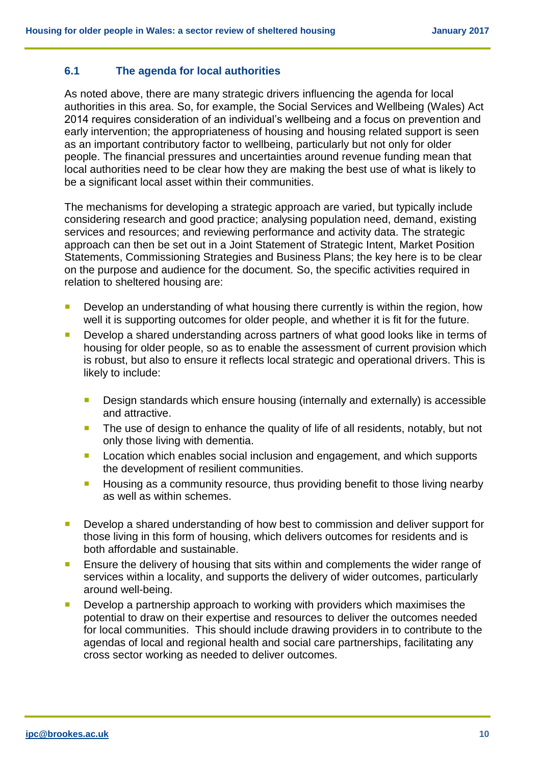### 6.1 The agenda for local authorities

As noted above, there are many strategic drivers influencing the agenda for local authorities in this area. So, for example, the Social Services and Wellbeing (Wales) Act 2014 requires consideration of an individual's wellbeing and a focus on prevention and early intervention; the appropriateness of housing and housing related support is seen as an important contributory factor to wellbeing, particularly but not only for older people. The financial pressures and uncertainties around revenue funding mean that local authorities need to be clear how they are making the best use of what is likely to be a significant local asset within their communities.

The mechanisms for developing a strategic approach are varied, but typically include considering research and good practice; analysing population need, demand, existing services and resources; and reviewing performance and activity data. The strategic approach can then be set out in a Joint Statement of Strategic Intent, Market Position Statements, Commissioning Strategies and Business Plans; the key here is to be clear on the purpose and audience for the document. So, the specific activities required in relation to sheltered housing are:

- Develop an understanding of what housing there currently is within the region, how well it is supporting outcomes for older people, and whether it is fit for the future.
- Develop a shared understanding across partners of what good looks like in terms of housing for older people, so as to enable the assessment of current provision which is robust, but also to ensure it reflects local strategic and operational drivers. This is likely to include:
  - Design standards which ensure housing (internally and externally) is accessible and attractive.
  - The use of design to enhance the quality of life of all residents, notably, but not only those living with dementia.
  - Location which enables social inclusion and engagement, and which supports the development of resilient communities.
  - Housing as a community resource, thus providing benefit to those living nearby as well as within schemes.
- Develop a shared understanding of how best to commission and deliver support for those living in this form of housing, which delivers outcomes for residents and is both affordable and sustainable.
- Ensure the delivery of housing that sits within and complements the wider range of services within a locality, and supports the delivery of wider outcomes, particularly around well-being.
- Develop a partnership approach to working with providers which maximises the potential to draw on their expertise and resources to deliver the outcomes needed for local communities. This should include drawing providers in to contribute to the agendas of local and regional health and social care partnerships, facilitating any cross sector working as needed to deliver outcomes.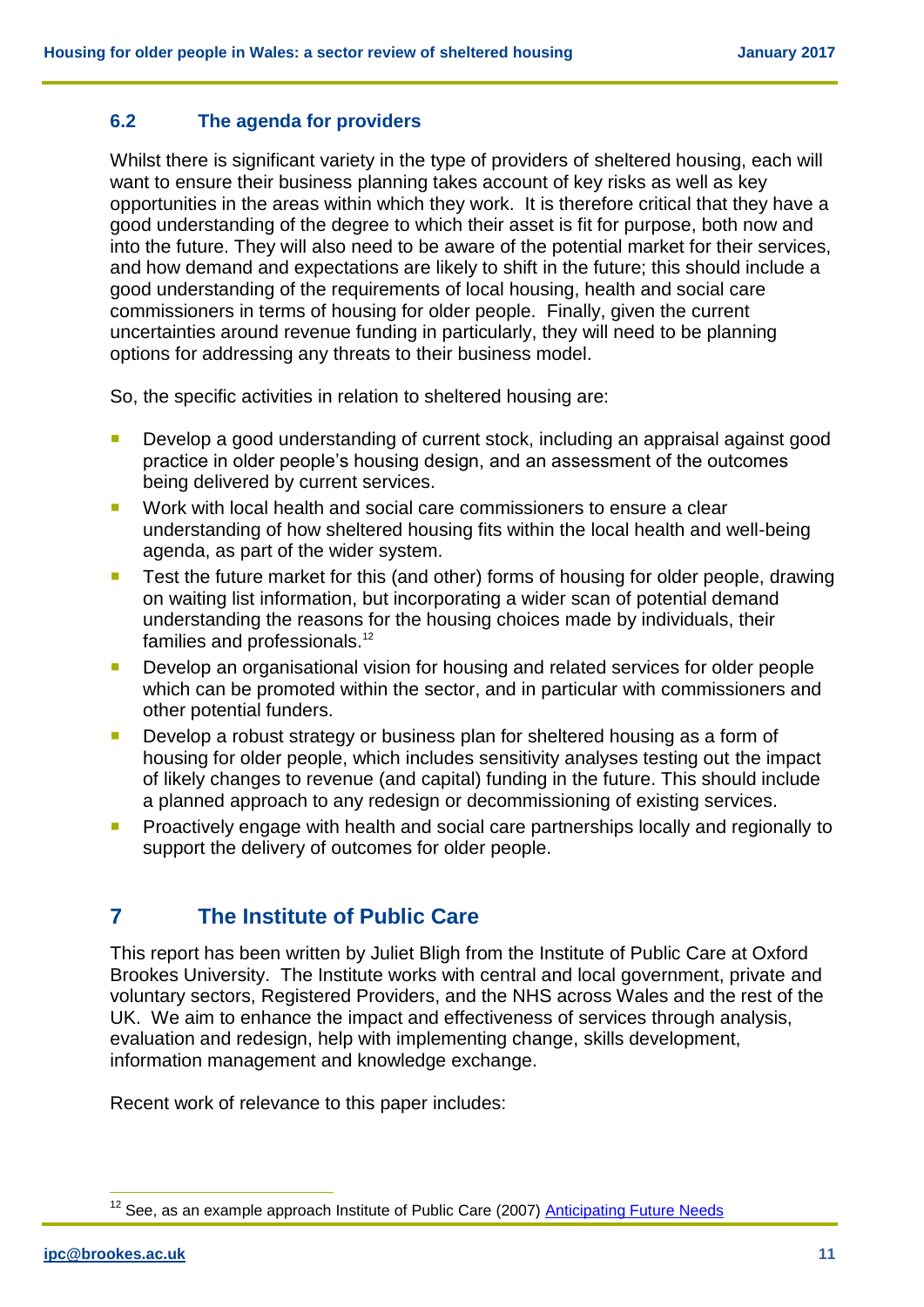### 6.2 The agenda for providers

Whilst there is significant variety in the type of providers of sheltered housing, each will want to ensure their business planning takes account of key risks as well as key opportunities in the areas within which they work. It is therefore critical that they have a good understanding of the degree to which their asset is fit for purpose, both now and into the future. They will also need to be aware of the potential market for their services, and how demand and expectations are likely to shift in the future; this should include a good understanding of the requirements of local housing, health and social care commissioners in terms of housing for older people. Finally, given the current uncertainties around revenue funding in particularly, they will need to be planning options for addressing any threats to their business model.

So, the specific activities in relation to sheltered housing are:

- Develop a good understanding of current stock, including an appraisal against good practice in older people's housing design, and an assessment of the outcomes being delivered by current services.
- Work with local health and social care commissioners to ensure a clear understanding of how sheltered housing fits within the local health and well-being agenda, as part of the wider system.
- Test the future market for this (and other) forms of housing for older people, drawing on waiting list information, but incorporating a wider scan of potential demand understanding the reasons for the housing choices made by individuals, their families and professionals.[12]
- Develop an organisational vision for housing and related services for older people which can be promoted within the sector, and in particular with commissioners and other potential funders.
- Develop a robust strategy or business plan for sheltered housing as a form of housing for older people, which includes sensitivity analyses testing out the impact of likely changes to revenue (and capital) funding in the future. This should include a planned approach to any redesign or decommissioning of existing services.
- Proactively engage with health and social care partnerships locally and regionally to support the delivery of outcomes for older people.

## 7 The Institute of Public Care

This report has been written by Juliet Bligh from the Institute of Public Care at Oxford Brookes University. The Institute works with central and local government, private and voluntary sectors, Registered Providers, and the NHS across Wales and the rest of the UK. We aim to enhance the impact and effectiveness of services through analysis, evaluation and redesign, help with implementing change, skills development, information management and knowledge exchange.

Recent work of relevance to this paper includes:

[12] See, as an example approach Institute of Public Care (2007) [Anticipating Future Needs]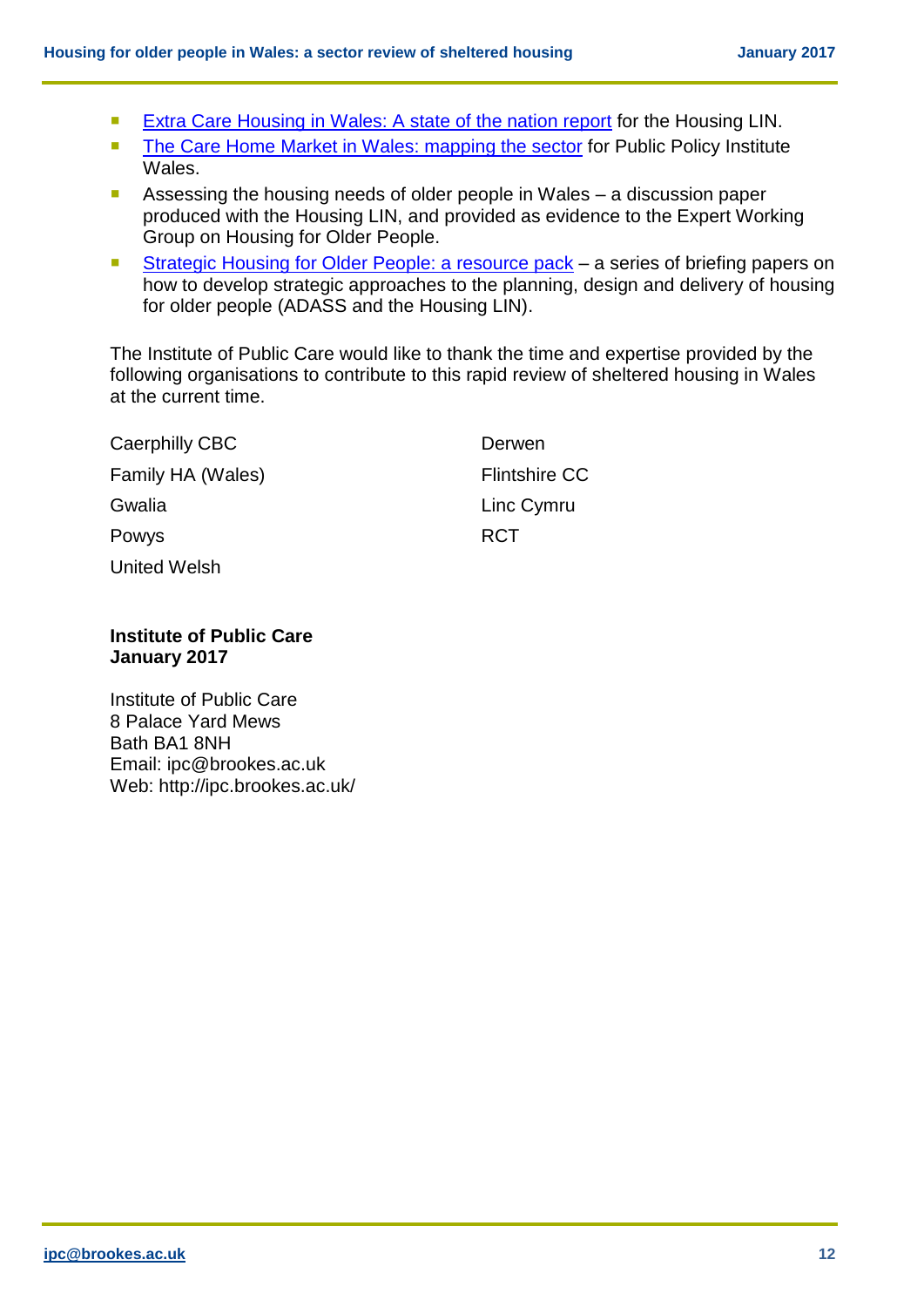- Extra Care Housing in Wales: A state of the nation report for the Housing LIN.
- The Care Home Market in Wales: mapping the sector for Public Policy Institute Wales.
- Assessing the housing needs of older people in Wales – a discussion paper produced with the Housing LIN, and provided as evidence to the Expert Working Group on Housing for Older People.
- Strategic Housing for Older People: a resource pack – a series of briefing papers on how to develop strategic approaches to the planning, design and delivery of housing for older people (ADASS and the Housing LIN).

The Institute of Public Care would like to thank the time and expertise provided by the following organisations to contribute to this rapid review of sheltered housing in Wales at the current time.

Caerphilly CBC
Derwen
Family HA (Wales)
Flintshire CC
Gwalia
Linc Cymru
Powys
RCT
United Welsh

**Institute of Public Care**
**January 2017**

Institute of Public Care
8 Palace Yard Mews
Bath BA1 8NH
Email: ipc@brookes.ac.uk
Web: http://ipc.brookes.ac.uk/